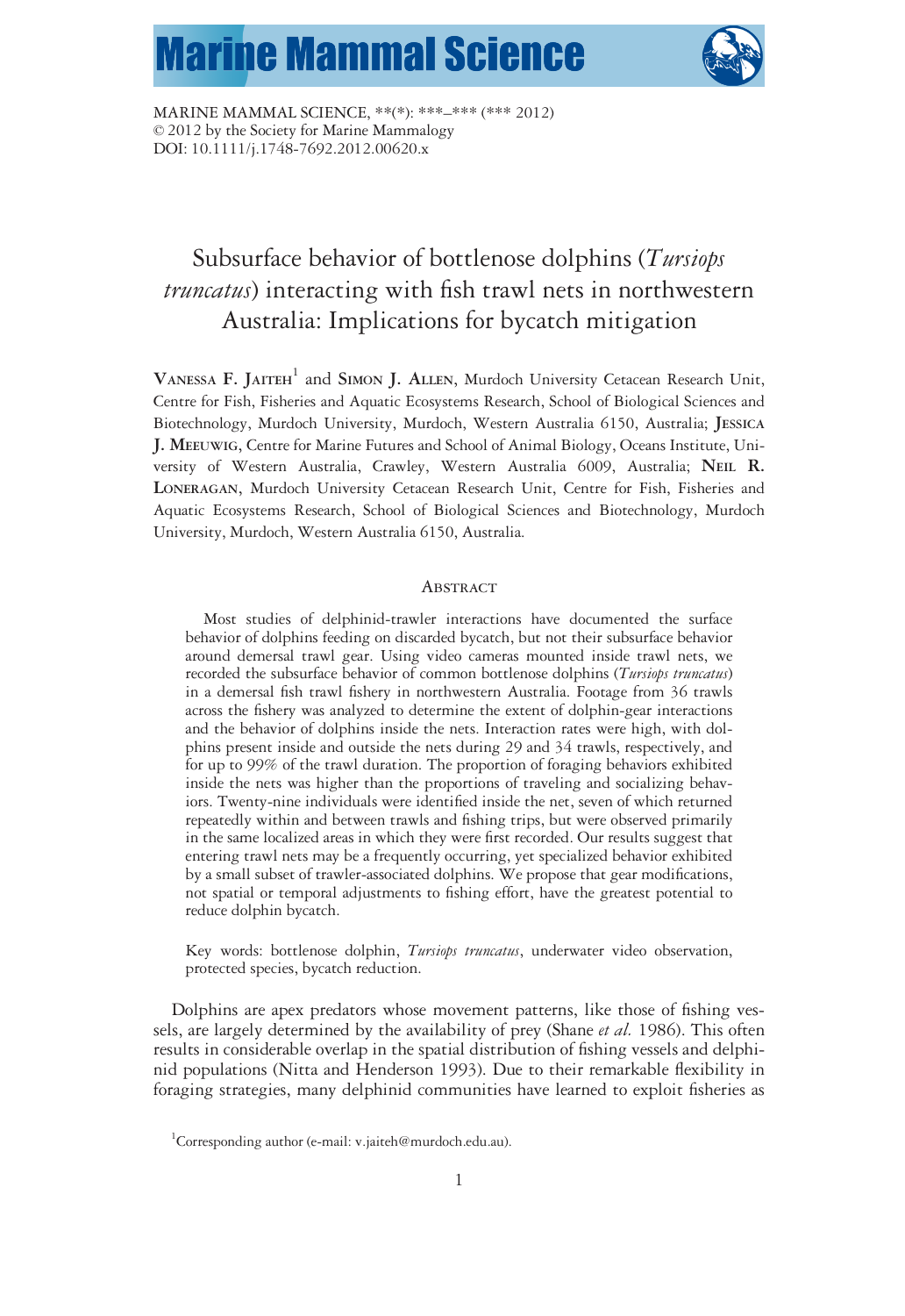MARINE MAMMAL SCIENCE, **(*): ***–*** (*** 2012)
© 2012 by the Society for Marine Mammalogy
DOI: 10.1111/j.1748-7692.2012.00620.x

# Subsurface behavior of bottlenose dolphins (*Tursiops truncatus*) interacting with fish trawl nets in northwestern Australia: Implications for bycatch mitigation

**Vanessa F. Jaiteh**[1] and **Simon J. Allen**, Murdoch University Cetacean Research Unit, Centre for Fish, Fisheries and Aquatic Ecosystems Research, School of Biological Sciences and Biotechnology, Murdoch University, Murdoch, Western Australia 6150, Australia; **Jessica J. Meeuwig**, Centre for Marine Futures and School of Animal Biology, Oceans Institute, University of Western Australia, Crawley, Western Australia 6009, Australia; **Neil R. Loneragan**, Murdoch University Cetacean Research Unit, Centre for Fish, Fisheries and Aquatic Ecosystems Research, School of Biological Sciences and Biotechnology, Murdoch University, Murdoch, Western Australia 6150, Australia.

## Abstract

Most studies of delphinid-trawler interactions have documented the surface behavior of dolphins feeding on discarded bycatch, but not their subsurface behavior around demersal trawl gear. Using video cameras mounted inside trawl nets, we recorded the subsurface behavior of common bottlenose dolphins (*Tursiops truncatus*) in a demersal fish trawl fishery in northwestern Australia. Footage from 36 trawls across the fishery was analyzed to determine the extent of dolphin-gear interactions and the behavior of dolphins inside the nets. Interaction rates were high, with dolphins present inside and outside the nets during 29 and 34 trawls, respectively, and for up to 99% of the trawl duration. The proportion of foraging behaviors exhibited inside the nets was higher than the proportions of traveling and socializing behaviors. Twenty-nine individuals were identified inside the net, seven of which returned repeatedly within and between trawls and fishing trips, but were observed primarily in the same localized areas in which they were first recorded. Our results suggest that entering trawl nets may be a frequently occurring, yet specialized behavior exhibited by a small subset of trawler-associated dolphins. We propose that gear modifications, not spatial or temporal adjustments to fishing effort, have the greatest potential to reduce dolphin bycatch.

Key words: bottlenose dolphin, *Tursiops truncatus*, underwater video observation, protected species, bycatch reduction.

Dolphins are apex predators whose movement patterns, like those of fishing vessels, are largely determined by the availability of prey (Shane *et al.* 1986). This often results in considerable overlap in the spatial distribution of fishing vessels and delphinid populations (Nitta and Henderson 1993). Due to their remarkable flexibility in foraging strategies, many delphinid communities have learned to exploit fisheries as

[1]Corresponding author (e-mail: v.jaiteh@murdoch.edu.au).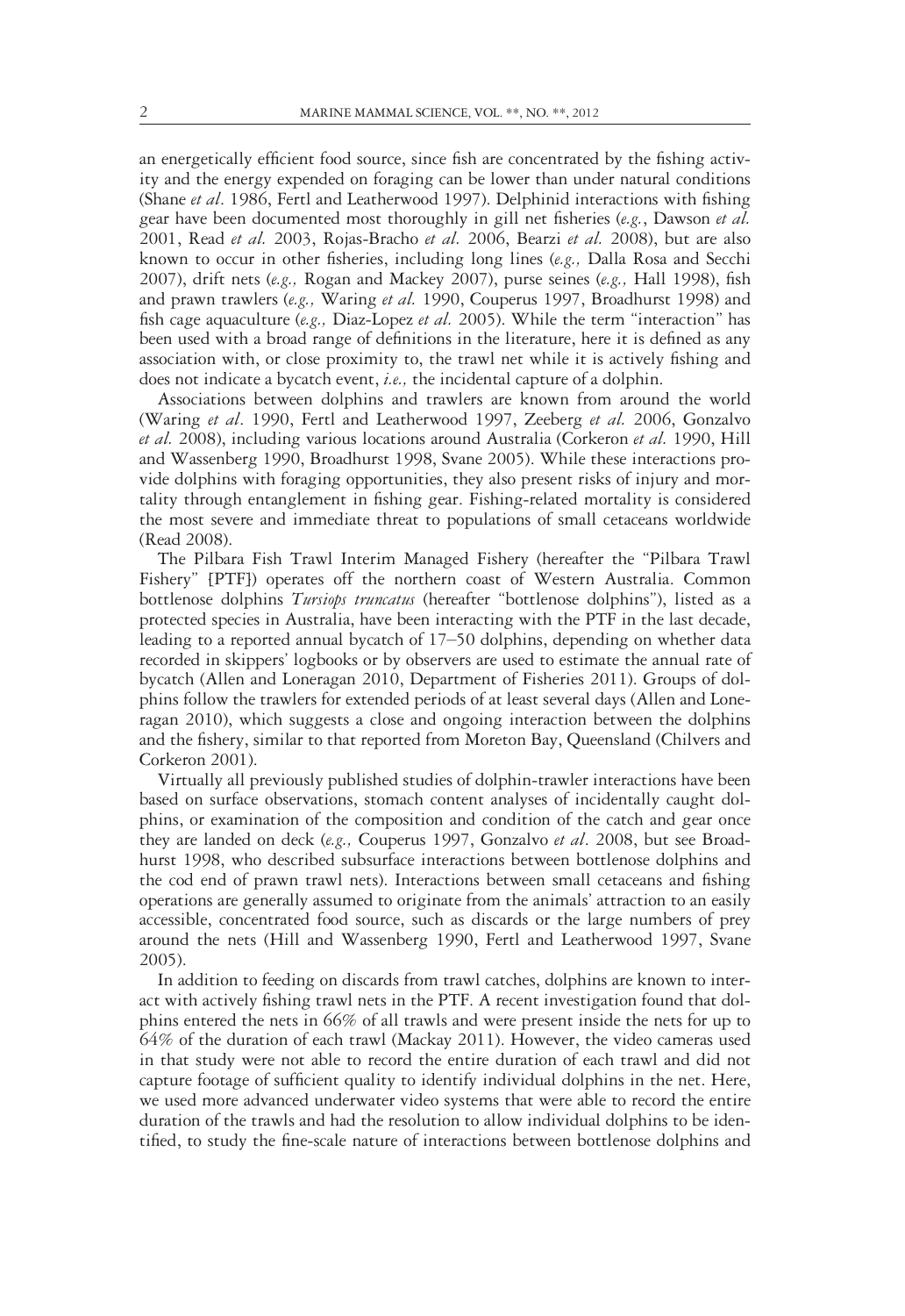an energetically efficient food source, since fish are concentrated by the fishing activity and the energy expended on foraging can be lower than under natural conditions (Shane *et al*. 1986, Fertl and Leatherwood 1997). Delphinid interactions with fishing gear have been documented most thoroughly in gill net fisheries (*e.g.*, Dawson *et al.* 2001, Read *et al.* 2003, Rojas-Bracho *et al.* 2006, Bearzi *et al.* 2008), but are also known to occur in other fisheries, including long lines (*e.g.,* Dalla Rosa and Secchi 2007), drift nets (*e.g.,* Rogan and Mackey 2007), purse seines (*e.g.,* Hall 1998), fish and prawn trawlers (*e.g.,* Waring *et al.* 1990, Couperus 1997, Broadhurst 1998) and fish cage aquaculture (*e.g.,* Diaz-Lopez *et al.* 2005). While the term "interaction" has been used with a broad range of definitions in the literature, here it is defined as any association with, or close proximity to, the trawl net while it is actively fishing and does not indicate a bycatch event, *i.e.,* the incidental capture of a dolphin.

Associations between dolphins and trawlers are known from around the world (Waring *et al*. 1990, Fertl and Leatherwood 1997, Zeeberg *et al.* 2006, Gonzalvo *et al.* 2008), including various locations around Australia (Corkeron *et al.* 1990, Hill and Wassenberg 1990, Broadhurst 1998, Svane 2005). While these interactions provide dolphins with foraging opportunities, they also present risks of injury and mortality through entanglement in fishing gear. Fishing-related mortality is considered the most severe and immediate threat to populations of small cetaceans worldwide (Read 2008).

The Pilbara Fish Trawl Interim Managed Fishery (hereafter the "Pilbara Trawl Fishery" [PTF]) operates off the northern coast of Western Australia. Common bottlenose dolphins *Tursiops truncatus* (hereafter "bottlenose dolphins"), listed as a protected species in Australia, have been interacting with the PTF in the last decade, leading to a reported annual bycatch of 17–50 dolphins, depending on whether data recorded in skippers' logbooks or by observers are used to estimate the annual rate of bycatch (Allen and Loneragan 2010, Department of Fisheries 2011). Groups of dolphins follow the trawlers for extended periods of at least several days (Allen and Loneragan 2010), which suggests a close and ongoing interaction between the dolphins and the fishery, similar to that reported from Moreton Bay, Queensland (Chilvers and Corkeron 2001).

Virtually all previously published studies of dolphin-trawler interactions have been based on surface observations, stomach content analyses of incidentally caught dolphins, or examination of the composition and condition of the catch and gear once they are landed on deck (*e.g.,* Couperus 1997, Gonzalvo *et al*. 2008, but see Broadhurst 1998, who described subsurface interactions between bottlenose dolphins and the cod end of prawn trawl nets). Interactions between small cetaceans and fishing operations are generally assumed to originate from the animals' attraction to an easily accessible, concentrated food source, such as discards or the large numbers of prey around the nets (Hill and Wassenberg 1990, Fertl and Leatherwood 1997, Svane 2005).

In addition to feeding on discards from trawl catches, dolphins are known to interact with actively fishing trawl nets in the PTF. A recent investigation found that dolphins entered the nets in 66% of all trawls and were present inside the nets for up to 64% of the duration of each trawl (Mackay 2011). However, the video cameras used in that study were not able to record the entire duration of each trawl and did not capture footage of sufficient quality to identify individual dolphins in the net. Here, we used more advanced underwater video systems that were able to record the entire duration of the trawls and had the resolution to allow individual dolphins to be identified, to study the fine-scale nature of interactions between bottlenose dolphins and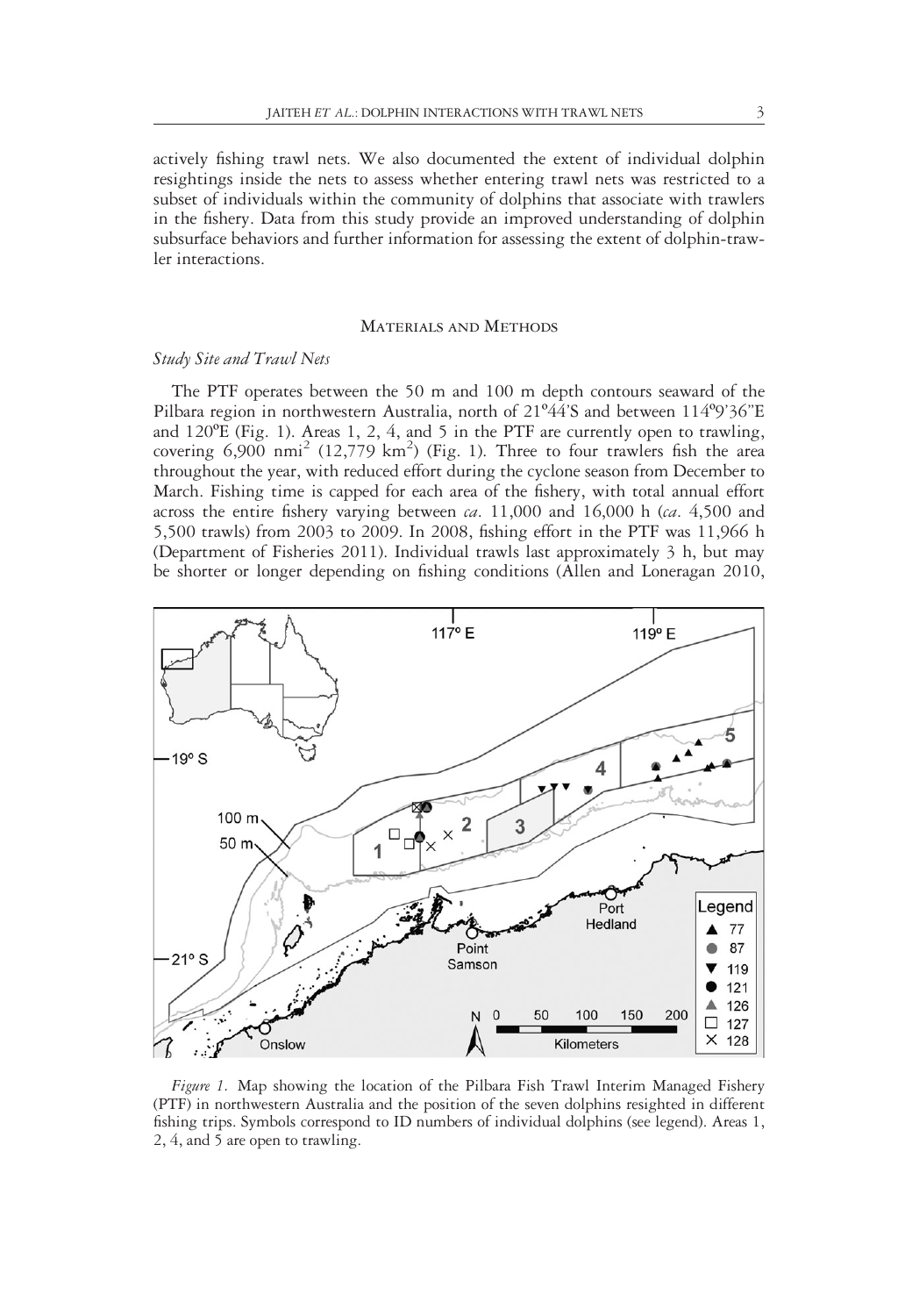actively fishing trawl nets. We also documented the extent of individual dolphin resightings inside the nets to assess whether entering trawl nets was restricted to a subset of individuals within the community of dolphins that associate with trawlers in the fishery. Data from this study provide an improved understanding of dolphin subsurface behaviors and further information for assessing the extent of dolphin-trawler interactions.

## Materials and Methods

### *Study Site and Trawl Nets*

The PTF operates between the 50 m and 100 m depth contours seaward of the Pilbara region in northwestern Australia, north of 21º44′S and between 114º9′36″E and 120ºE (Fig. 1). Areas 1, 2, 4, and 5 in the PTF are currently open to trawling, covering 6,900 nmi$^2$ (12,779 km$^2$) (Fig. 1). Three to four trawlers fish the area throughout the year, with reduced effort during the cyclone season from December to March. Fishing time is capped for each area of the fishery, with total annual effort across the entire fishery varying between *ca*. 11,000 and 16,000 h (*ca*. 4,500 and 5,500 trawls) from 2003 to 2009. In 2008, fishing effort in the PTF was 11,966 h (Department of Fisheries 2011). Individual trawls last approximately 3 h, but may be shorter or longer depending on fishing conditions (Allen and Loneragan 2010,

*Figure 1.* Map showing the location of the Pilbara Fish Trawl Interim Managed Fishery (PTF) in northwestern Australia and the position of the seven dolphins resighted in different fishing trips. Symbols correspond to ID numbers of individual dolphins (see legend). Areas 1, 2, 4, and 5 are open to trawling.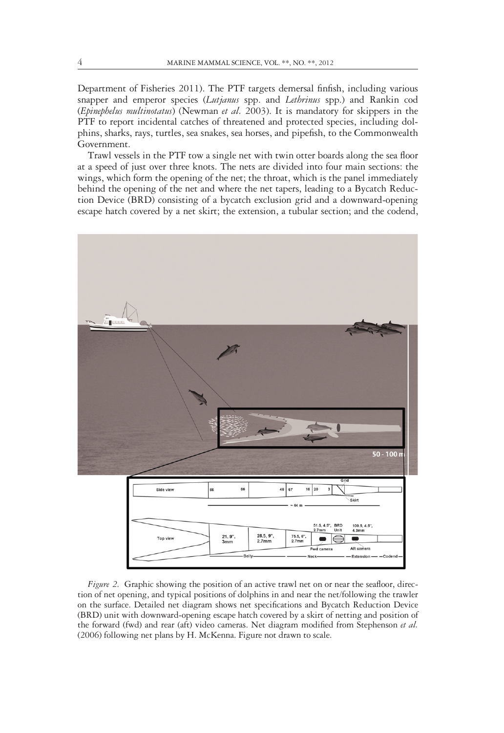Department of Fisheries 2011). The PTF targets demersal finfish, including various snapper and emperor species (*Lutjanus* spp. and *Lethrinus* spp.) and Rankin cod (*Epinephelus multinotatus*) (Newman *et al.* 2003). It is mandatory for skippers in the PTF to report incidental catches of threatened and protected species, including dolphins, sharks, rays, turtles, sea snakes, sea horses, and pipefish, to the Commonwealth Government.

Trawl vessels in the PTF tow a single net with twin otter boards along the sea floor at a speed of just over three knots. The nets are divided into four main sections: the wings, which form the opening of the net; the throat, which is the panel immediately behind the opening of the net and where the net tapers, leading to a Bycatch Reduction Device (BRD) consisting of a bycatch exclusion grid and a downward-opening escape hatch covered by a net skirt; the extension, a tubular section; and the codend,

*Figure 2.* Graphic showing the position of an active trawl net on or near the seafloor, direction of net opening, and typical positions of dolphins in and near the net/following the trawler on the surface. Detailed net diagram shows net specifications and Bycatch Reduction Device (BRD) unit with downward-opening escape hatch covered by a skirt of netting and position of the forward (fwd) and rear (aft) video cameras. Net diagram modified from Stephenson *et al.* (2006) following net plans by H. McKenna. Figure not drawn to scale.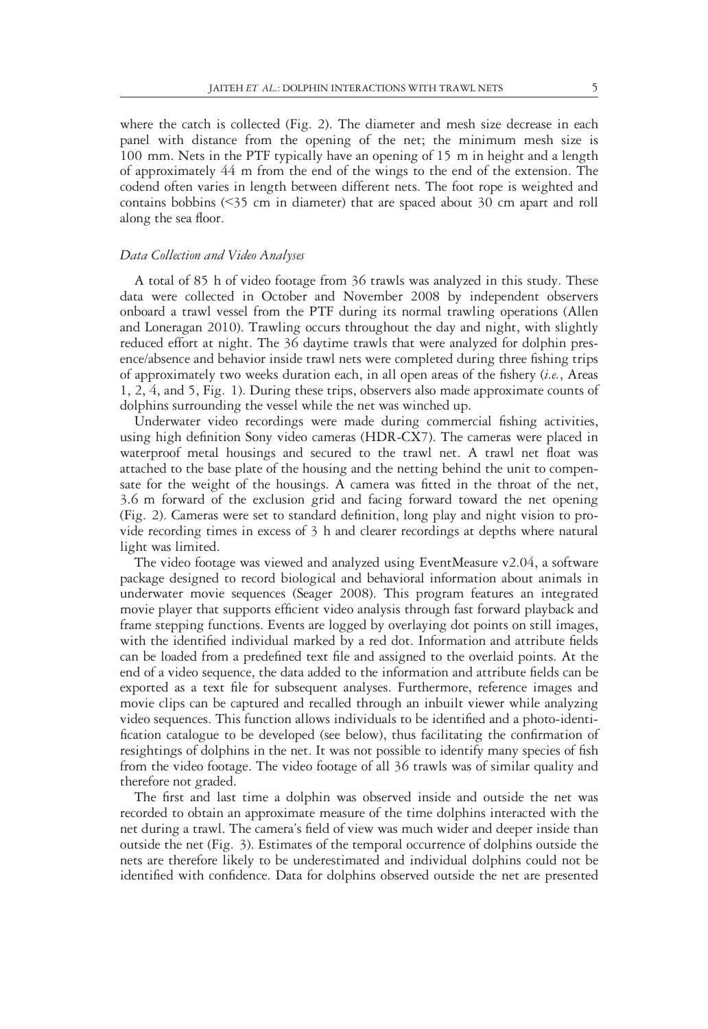where the catch is collected (Fig. 2). The diameter and mesh size decrease in each panel with distance from the opening of the net; the minimum mesh size is 100 mm. Nets in the PTF typically have an opening of 15 m in height and a length of approximately 44 m from the end of the wings to the end of the extension. The codend often varies in length between different nets. The foot rope is weighted and contains bobbins (<35 cm in diameter) that are spaced about 30 cm apart and roll along the sea floor.

### *Data Collection and Video Analyses*

A total of 85 h of video footage from 36 trawls was analyzed in this study. These data were collected in October and November 2008 by independent observers onboard a trawl vessel from the PTF during its normal trawling operations (Allen and Loneragan 2010). Trawling occurs throughout the day and night, with slightly reduced effort at night. The 36 daytime trawls that were analyzed for dolphin presence/absence and behavior inside trawl nets were completed during three fishing trips of approximately two weeks duration each, in all open areas of the fishery (*i.e.*, Areas 1, 2, 4, and 5, Fig. 1). During these trips, observers also made approximate counts of dolphins surrounding the vessel while the net was winched up.

Underwater video recordings were made during commercial fishing activities, using high definition Sony video cameras (HDR-CX7). The cameras were placed in waterproof metal housings and secured to the trawl net. A trawl net float was attached to the base plate of the housing and the netting behind the unit to compensate for the weight of the housings. A camera was fitted in the throat of the net, 3.6 m forward of the exclusion grid and facing forward toward the net opening (Fig. 2). Cameras were set to standard definition, long play and night vision to provide recording times in excess of 3 h and clearer recordings at depths where natural light was limited.

The video footage was viewed and analyzed using EventMeasure v2.04, a software package designed to record biological and behavioral information about animals in underwater movie sequences (Seager 2008). This program features an integrated movie player that supports efficient video analysis through fast forward playback and frame stepping functions. Events are logged by overlaying dot points on still images, with the identified individual marked by a red dot. Information and attribute fields can be loaded from a predefined text file and assigned to the overlaid points. At the end of a video sequence, the data added to the information and attribute fields can be exported as a text file for subsequent analyses. Furthermore, reference images and movie clips can be captured and recalled through an inbuilt viewer while analyzing video sequences. This function allows individuals to be identified and a photo-identification catalogue to be developed (see below), thus facilitating the confirmation of resightings of dolphins in the net. It was not possible to identify many species of fish from the video footage. The video footage of all 36 trawls was of similar quality and therefore not graded.

The first and last time a dolphin was observed inside and outside the net was recorded to obtain an approximate measure of the time dolphins interacted with the net during a trawl. The camera's field of view was much wider and deeper inside than outside the net (Fig. 3). Estimates of the temporal occurrence of dolphins outside the nets are therefore likely to be underestimated and individual dolphins could not be identified with confidence. Data for dolphins observed outside the net are presented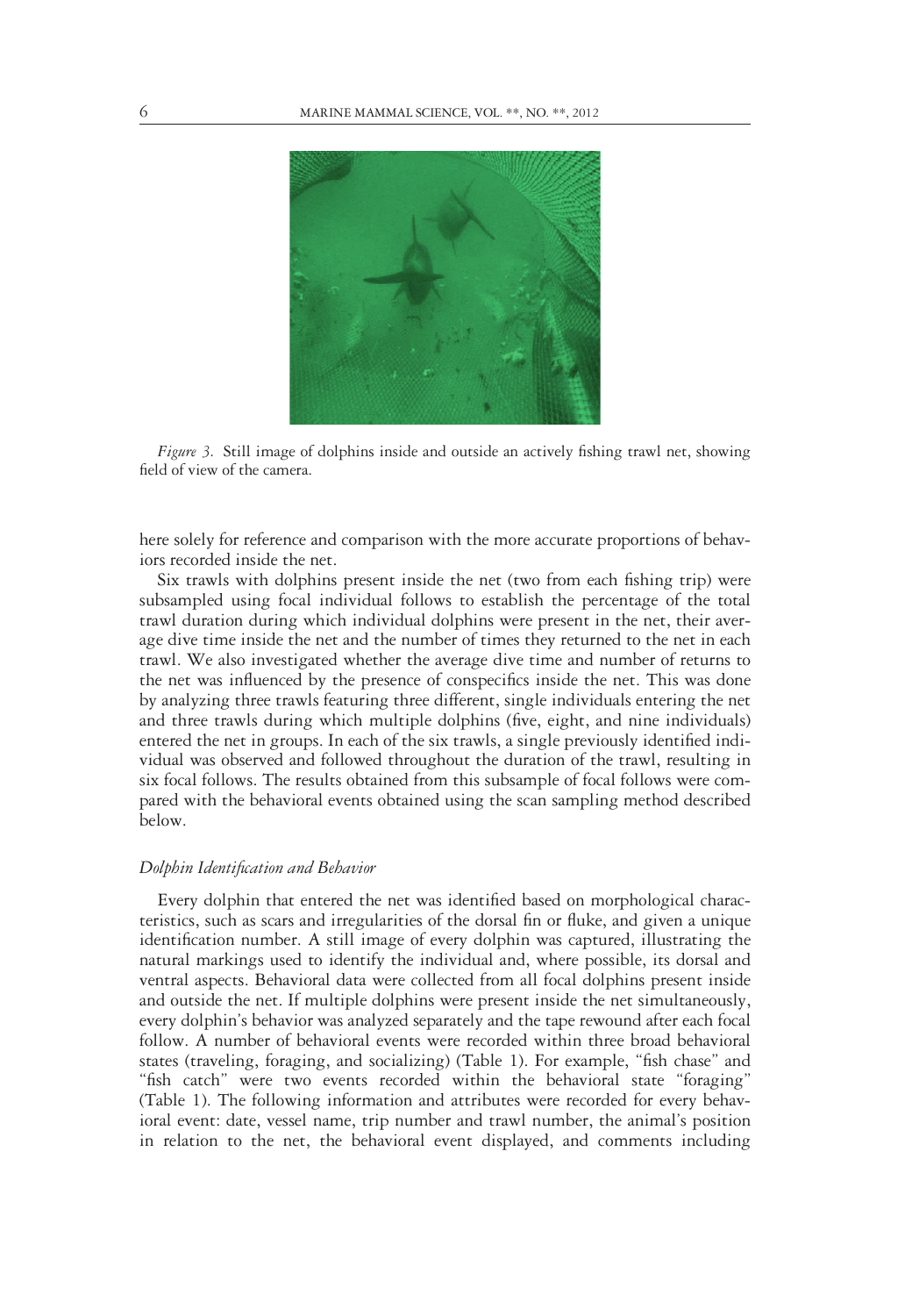*Figure 3.* Still image of dolphins inside and outside an actively fishing trawl net, showing field of view of the camera.

here solely for reference and comparison with the more accurate proportions of behaviors recorded inside the net.

Six trawls with dolphins present inside the net (two from each fishing trip) were subsampled using focal individual follows to establish the percentage of the total trawl duration during which individual dolphins were present in the net, their average dive time inside the net and the number of times they returned to the net in each trawl. We also investigated whether the average dive time and number of returns to the net was influenced by the presence of conspecifics inside the net. This was done by analyzing three trawls featuring three different, single individuals entering the net and three trawls during which multiple dolphins (five, eight, and nine individuals) entered the net in groups. In each of the six trawls, a single previously identified individual was observed and followed throughout the duration of the trawl, resulting in six focal follows. The results obtained from this subsample of focal follows were compared with the behavioral events obtained using the scan sampling method described below.

### *Dolphin Identification and Behavior*

Every dolphin that entered the net was identified based on morphological characteristics, such as scars and irregularities of the dorsal fin or fluke, and given a unique identification number. A still image of every dolphin was captured, illustrating the natural markings used to identify the individual and, where possible, its dorsal and ventral aspects. Behavioral data were collected from all focal dolphins present inside and outside the net. If multiple dolphins were present inside the net simultaneously, every dolphin's behavior was analyzed separately and the tape rewound after each focal follow. A number of behavioral events were recorded within three broad behavioral states (traveling, foraging, and socializing) (Table 1). For example, "fish chase" and "fish catch" were two events recorded within the behavioral state "foraging" (Table 1). The following information and attributes were recorded for every behavioral event: date, vessel name, trip number and trawl number, the animal's position in relation to the net, the behavioral event displayed, and comments including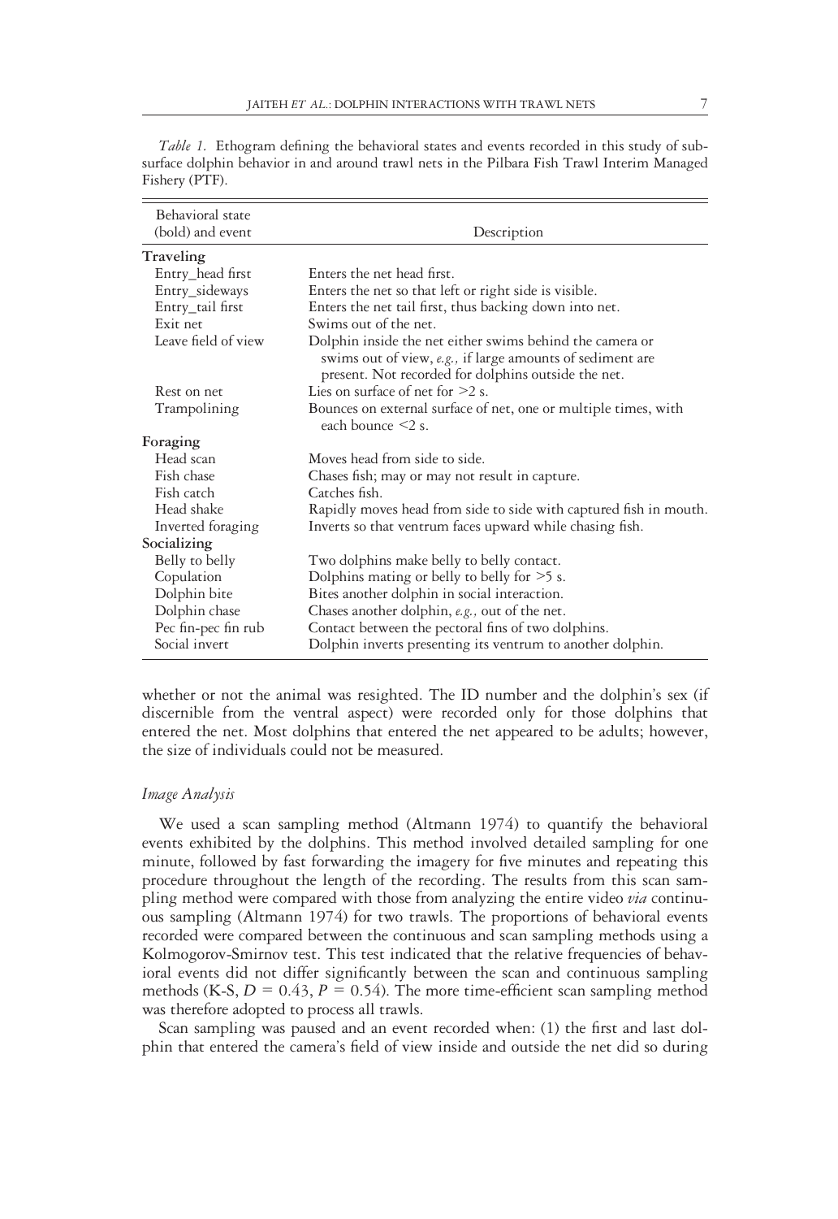*Table 1.* Ethogram defining the behavioral states and events recorded in this study of subsurface dolphin behavior in and around trawl nets in the Pilbara Fish Trawl Interim Managed Fishery (PTF).

| Behavioral state (bold) and event | Description |
|---|---|
| **Traveling** | |
| Entry_head first | Enters the net head first. |
| Entry_sideways | Enters the net so that left or right side is visible. |
| Entry_tail first | Enters the net tail first, thus backing down into net. |
| Exit net | Swims out of the net. |
| Leave field of view | Dolphin inside the net either swims behind the camera or swims out of view, *e.g.,* if large amounts of sediment are present. Not recorded for dolphins outside the net. |
| Rest on net | Lies on surface of net for >2 s. |
| Trampolining | Bounces on external surface of net, one or multiple times, with each bounce <2 s. |
| **Foraging** | |
| Head scan | Moves head from side to side. |
| Fish chase | Chases fish; may or may not result in capture. |
| Fish catch | Catches fish. |
| Head shake | Rapidly moves head from side to side with captured fish in mouth. |
| Inverted foraging | Inverts so that ventrum faces upward while chasing fish. |
| **Socializing** | |
| Belly to belly | Two dolphins make belly to belly contact. |
| Copulation | Dolphins mating or belly to belly for >5 s. |
| Dolphin bite | Bites another dolphin in social interaction. |
| Dolphin chase | Chases another dolphin, *e.g.,* out of the net. |
| Pec fin-pec fin rub | Contact between the pectoral fins of two dolphins. |
| Social invert | Dolphin inverts presenting its ventrum to another dolphin. |

whether or not the animal was resighted. The ID number and the dolphin's sex (if discernible from the ventral aspect) were recorded only for those dolphins that entered the net. Most dolphins that entered the net appeared to be adults; however, the size of individuals could not be measured.

### *Image Analysis*

We used a scan sampling method (Altmann 1974) to quantify the behavioral events exhibited by the dolphins. This method involved detailed sampling for one minute, followed by fast forwarding the imagery for five minutes and repeating this procedure throughout the length of the recording. The results from this scan sampling method were compared with those from analyzing the entire video *via* continuous sampling (Altmann 1974) for two trawls. The proportions of behavioral events recorded were compared between the continuous and scan sampling methods using a Kolmogorov-Smirnov test. This test indicated that the relative frequencies of behavioral events did not differ significantly between the scan and continuous sampling methods (K-S, $D = 0.43$, $P = 0.54$). The more time-efficient scan sampling method was therefore adopted to process all trawls.

Scan sampling was paused and an event recorded when: (1) the first and last dolphin that entered the camera's field of view inside and outside the net did so during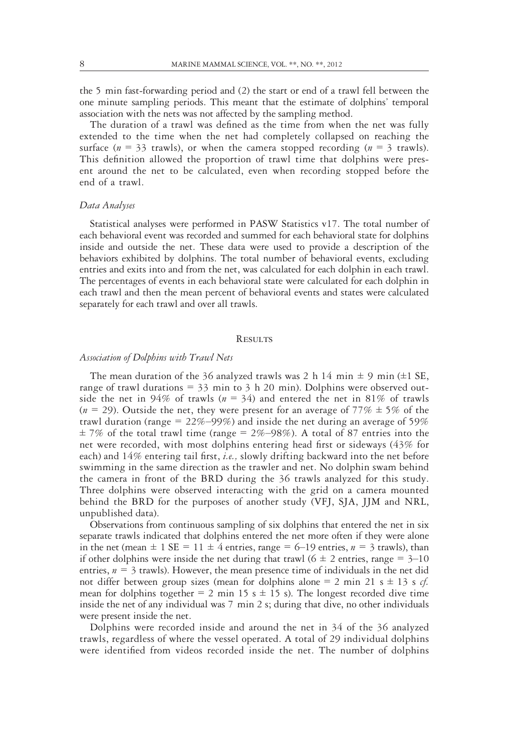the 5 min fast-forwarding period and (2) the start or end of a trawl fell between the one minute sampling periods. This meant that the estimate of dolphins' temporal association with the nets was not affected by the sampling method.

The duration of a trawl was defined as the time from when the net was fully extended to the time when the net had completely collapsed on reaching the surface ($n = 33$ trawls), or when the camera stopped recording ($n = 3$ trawls). This definition allowed the proportion of trawl time that dolphins were present around the net to be calculated, even when recording stopped before the end of a trawl.

### *Data Analyses*

Statistical analyses were performed in PASW Statistics v17. The total number of each behavioral event was recorded and summed for each behavioral state for dolphins inside and outside the net. These data were used to provide a description of the behaviors exhibited by dolphins. The total number of behavioral events, excluding entries and exits into and from the net, was calculated for each dolphin in each trawl. The percentages of events in each behavioral state were calculated for each dolphin in each trawl and then the mean percent of behavioral events and states were calculated separately for each trawl and over all trawls.

## Results

### *Association of Dolphins with Trawl Nets*

The mean duration of the 36 analyzed trawls was 2 h 14 min ± 9 min (±1 SE, range of trawl durations = 33 min to 3 h 20 min). Dolphins were observed outside the net in 94% of trawls ($n = 34$) and entered the net in 81% of trawls ($n = 29$). Outside the net, they were present for an average of 77% ± 5% of the trawl duration (range = 22%–99%) and inside the net during an average of 59% ± 7% of the total trawl time (range = 2%–98%). A total of 87 entries into the net were recorded, with most dolphins entering head first or sideways (43% for each) and 14% entering tail first, *i.e.,* slowly drifting backward into the net before swimming in the same direction as the trawler and net. No dolphin swam behind the camera in front of the BRD during the 36 trawls analyzed for this study. Three dolphins were observed interacting with the grid on a camera mounted behind the BRD for the purposes of another study (VFJ, SJA, JJM and NRL, unpublished data).

Observations from continuous sampling of six dolphins that entered the net in six separate trawls indicated that dolphins entered the net more often if they were alone in the net (mean ± 1 SE = 11 ± 4 entries, range = 6–19 entries, $n = 3$ trawls), than if other dolphins were inside the net during that trawl (6 ± 2 entries, range = 3–10 entries, $n = 3$ trawls). However, the mean presence time of individuals in the net did not differ between group sizes (mean for dolphins alone = 2 min 21 s ± 13 s *cf.* mean for dolphins together = 2 min 15 s ± 15 s). The longest recorded dive time inside the net of any individual was 7 min 2 s; during that dive, no other individuals were present inside the net.

Dolphins were recorded inside and around the net in 34 of the 36 analyzed trawls, regardless of where the vessel operated. A total of 29 individual dolphins were identified from videos recorded inside the net. The number of dolphins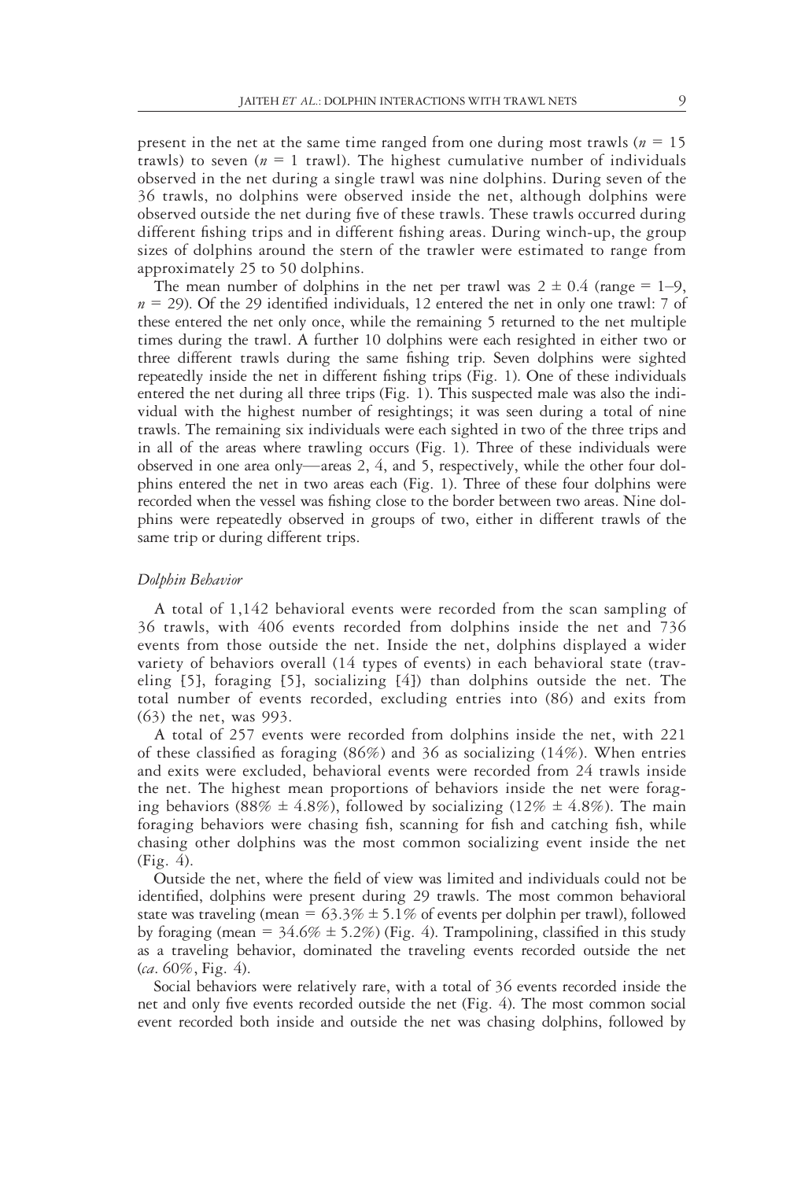present in the net at the same time ranged from one during most trawls ($n$ = 15 trawls) to seven ($n$ = 1 trawl). The highest cumulative number of individuals observed in the net during a single trawl was nine dolphins. During seven of the 36 trawls, no dolphins were observed inside the net, although dolphins were observed outside the net during five of these trawls. These trawls occurred during different fishing trips and in different fishing areas. During winch-up, the group sizes of dolphins around the stern of the trawler were estimated to range from approximately 25 to 50 dolphins.

The mean number of dolphins in the net per trawl was 2 ± 0.4 (range = 1–9, $n$ = 29). Of the 29 identified individuals, 12 entered the net in only one trawl: 7 of these entered the net only once, while the remaining 5 returned to the net multiple times during the trawl. A further 10 dolphins were each resighted in either two or three different trawls during the same fishing trip. Seven dolphins were sighted repeatedly inside the net in different fishing trips (Fig. 1). One of these individuals entered the net during all three trips (Fig. 1). This suspected male was also the individual with the highest number of resightings; it was seen during a total of nine trawls. The remaining six individuals were each sighted in two of the three trips and in all of the areas where trawling occurs (Fig. 1). Three of these individuals were observed in one area only—areas 2, 4, and 5, respectively, while the other four dolphins entered the net in two areas each (Fig. 1). Three of these four dolphins were recorded when the vessel was fishing close to the border between two areas. Nine dolphins were repeatedly observed in groups of two, either in different trawls of the same trip or during different trips.

### *Dolphin Behavior*

A total of 1,142 behavioral events were recorded from the scan sampling of 36 trawls, with 406 events recorded from dolphins inside the net and 736 events from those outside the net. Inside the net, dolphins displayed a wider variety of behaviors overall (14 types of events) in each behavioral state (traveling [5], foraging [5], socializing [4]) than dolphins outside the net. The total number of events recorded, excluding entries into (86) and exits from (63) the net, was 993.

A total of 257 events were recorded from dolphins inside the net, with 221 of these classified as foraging (86%) and 36 as socializing (14%). When entries and exits were excluded, behavioral events were recorded from 24 trawls inside the net. The highest mean proportions of behaviors inside the net were foraging behaviors (88% ± 4.8%), followed by socializing (12% ± 4.8%). The main foraging behaviors were chasing fish, scanning for fish and catching fish, while chasing other dolphins was the most common socializing event inside the net (Fig. 4).

Outside the net, where the field of view was limited and individuals could not be identified, dolphins were present during 29 trawls. The most common behavioral state was traveling (mean = 63.3% ± 5.1% of events per dolphin per trawl), followed by foraging (mean = 34.6% ± 5.2%) (Fig. 4). Trampolining, classified in this study as a traveling behavior, dominated the traveling events recorded outside the net (*ca*. 60%, Fig. 4).

Social behaviors were relatively rare, with a total of 36 events recorded inside the net and only five events recorded outside the net (Fig. 4). The most common social event recorded both inside and outside the net was chasing dolphins, followed by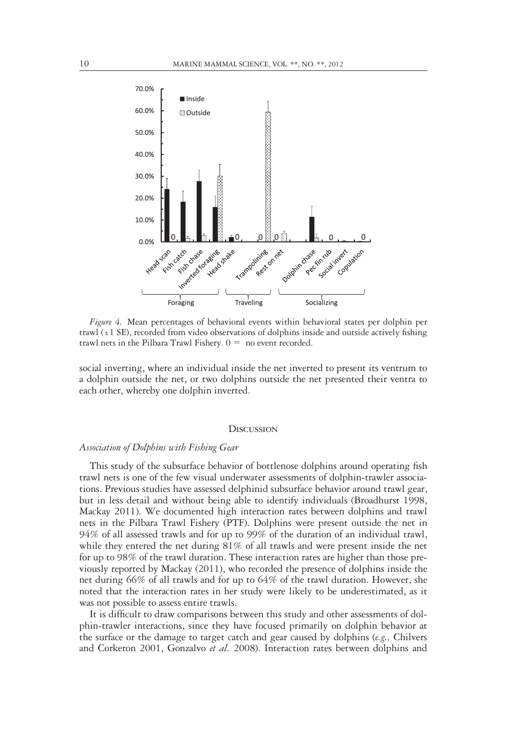*Figure 4.* Mean percentages of behavioral events within behavioral states per dolphin per trawl (±1 SE), recorded from video observations of dolphins inside and outside actively fishing trawl nets in the Pilbara Trawl Fishery. 0 = no event recorded.

social inverting, where an individual inside the net inverted to present its ventrum to a dolphin outside the net, or two dolphins outside the net presented their ventra to each other, whereby one dolphin inverted.

## Discussion

### *Association of Dolphins with Fishing Gear*

This study of the subsurface behavior of bottlenose dolphins around operating fish trawl nets is one of the few visual underwater assessments of dolphin-trawler associations. Previous studies have assessed delphinid subsurface behavior around trawl gear, but in less detail and without being able to identify individuals (Broadhurst 1998, Mackay 2011). We documented high interaction rates between dolphins and trawl nets in the Pilbara Trawl Fishery (PTF). Dolphins were present outside the net in 94% of all assessed trawls and for up to 99% of the duration of an individual trawl, while they entered the net during 81% of all trawls and were present inside the net for up to 98% of the trawl duration. These interaction rates are higher than those previously reported by Mackay (2011), who recorded the presence of dolphins inside the net during 66% of all trawls and for up to 64% of the trawl duration. However, she noted that the interaction rates in her study were likely to be underestimated, as it was not possible to assess entire trawls.

It is difficult to draw comparisons between this study and other assessments of dolphin-trawler interactions, since they have focused primarily on dolphin behavior at the surface or the damage to target catch and gear caused by dolphins (*e.g.,* Chilvers and Corkeron 2001, Gonzalvo *et al.* 2008). Interaction rates between dolphins and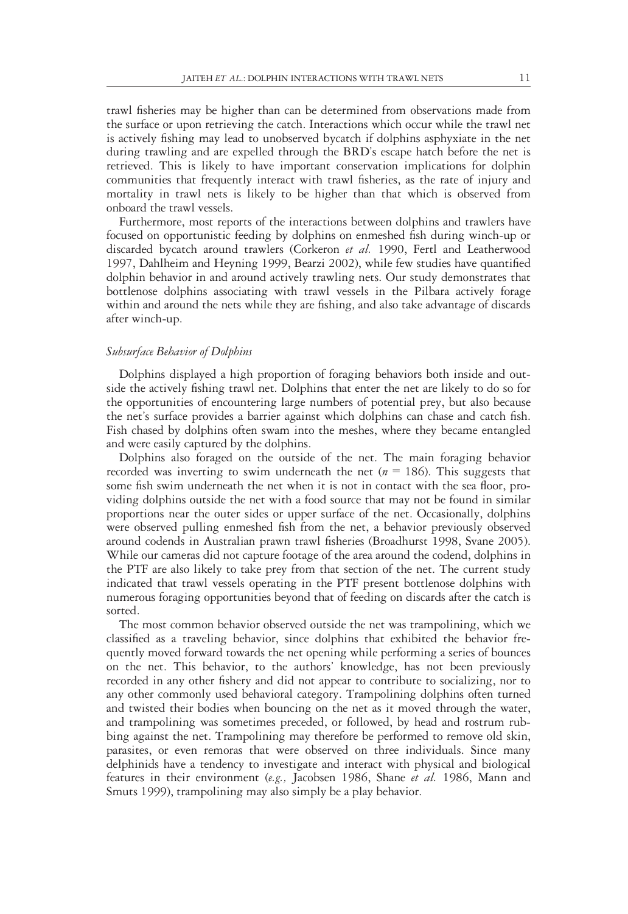trawl fisheries may be higher than can be determined from observations made from the surface or upon retrieving the catch. Interactions which occur while the trawl net is actively fishing may lead to unobserved bycatch if dolphins asphyxiate in the net during trawling and are expelled through the BRD's escape hatch before the net is retrieved. This is likely to have important conservation implications for dolphin communities that frequently interact with trawl fisheries, as the rate of injury and mortality in trawl nets is likely to be higher than that which is observed from onboard the trawl vessels.

Furthermore, most reports of the interactions between dolphins and trawlers have focused on opportunistic feeding by dolphins on enmeshed fish during winch-up or discarded bycatch around trawlers (Corkeron *et al.* 1990, Fertl and Leatherwood 1997, Dahlheim and Heyning 1999, Bearzi 2002), while few studies have quantified dolphin behavior in and around actively trawling nets. Our study demonstrates that bottlenose dolphins associating with trawl vessels in the Pilbara actively forage within and around the nets while they are fishing, and also take advantage of discards after winch-up.

### *Subsurface Behavior of Dolphins*

Dolphins displayed a high proportion of foraging behaviors both inside and outside the actively fishing trawl net. Dolphins that enter the net are likely to do so for the opportunities of encountering large numbers of potential prey, but also because the net's surface provides a barrier against which dolphins can chase and catch fish. Fish chased by dolphins often swam into the meshes, where they became entangled and were easily captured by the dolphins.

Dolphins also foraged on the outside of the net. The main foraging behavior recorded was inverting to swim underneath the net ($n$ = 186). This suggests that some fish swim underneath the net when it is not in contact with the sea floor, providing dolphins outside the net with a food source that may not be found in similar proportions near the outer sides or upper surface of the net. Occasionally, dolphins were observed pulling enmeshed fish from the net, a behavior previously observed around codends in Australian prawn trawl fisheries (Broadhurst 1998, Svane 2005). While our cameras did not capture footage of the area around the codend, dolphins in the PTF are also likely to take prey from that section of the net. The current study indicated that trawl vessels operating in the PTF present bottlenose dolphins with numerous foraging opportunities beyond that of feeding on discards after the catch is sorted.

The most common behavior observed outside the net was trampolining, which we classified as a traveling behavior, since dolphins that exhibited the behavior frequently moved forward towards the net opening while performing a series of bounces on the net. This behavior, to the authors' knowledge, has not been previously recorded in any other fishery and did not appear to contribute to socializing, nor to any other commonly used behavioral category. Trampolining dolphins often turned and twisted their bodies when bouncing on the net as it moved through the water, and trampolining was sometimes preceded, or followed, by head and rostrum rubbing against the net. Trampolining may therefore be performed to remove old skin, parasites, or even remoras that were observed on three individuals. Since many delphinids have a tendency to investigate and interact with physical and biological features in their environment (*e.g.,* Jacobsen 1986, Shane *et al.* 1986, Mann and Smuts 1999), trampolining may also simply be a play behavior.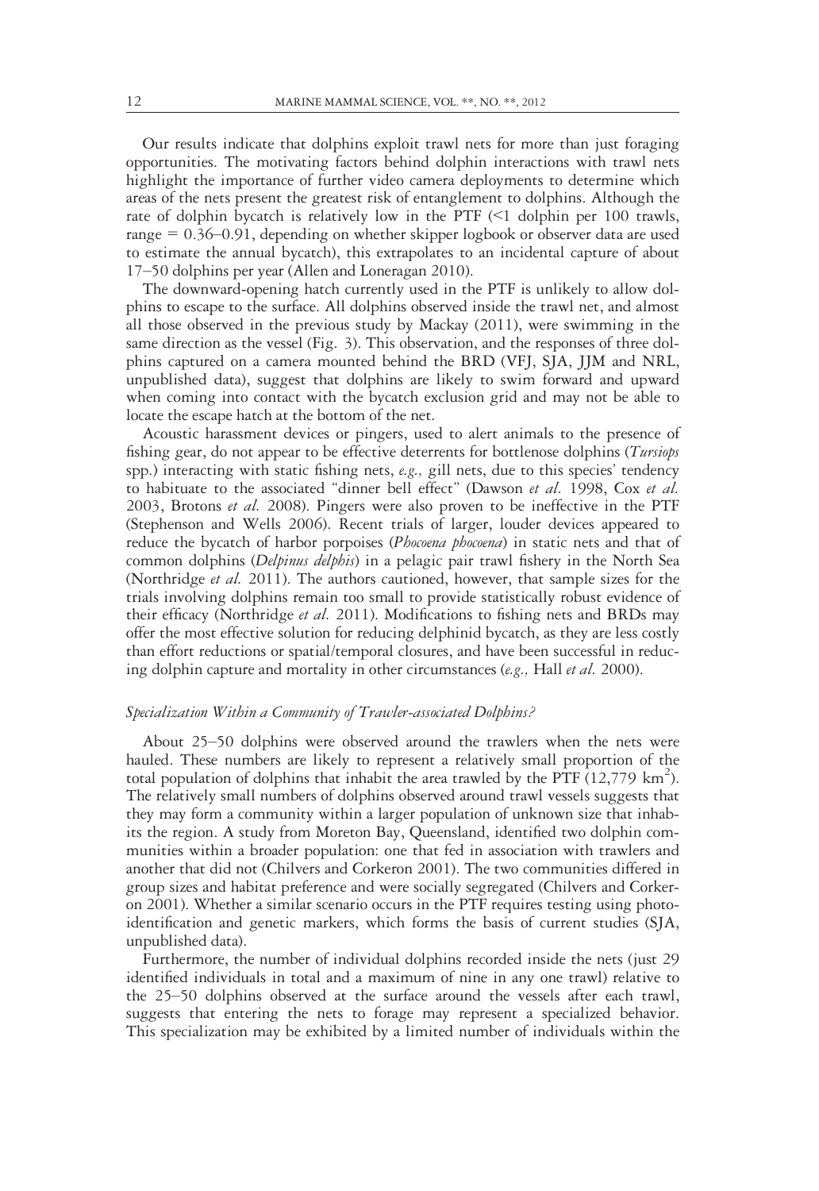Our results indicate that dolphins exploit trawl nets for more than just foraging opportunities. The motivating factors behind dolphin interactions with trawl nets highlight the importance of further video camera deployments to determine which areas of the nets present the greatest risk of entanglement to dolphins. Although the rate of dolphin bycatch is relatively low in the PTF (<1 dolphin per 100 trawls, range = 0.36–0.91, depending on whether skipper logbook or observer data are used to estimate the annual bycatch), this extrapolates to an incidental capture of about 17–50 dolphins per year (Allen and Loneragan 2010).

The downward-opening hatch currently used in the PTF is unlikely to allow dolphins to escape to the surface. All dolphins observed inside the trawl net, and almost all those observed in the previous study by Mackay (2011), were swimming in the same direction as the vessel (Fig. 3). This observation, and the responses of three dolphins captured on a camera mounted behind the BRD (VFJ, SJA, JJM and NRL, unpublished data), suggest that dolphins are likely to swim forward and upward when coming into contact with the bycatch exclusion grid and may not be able to locate the escape hatch at the bottom of the net.

Acoustic harassment devices or pingers, used to alert animals to the presence of fishing gear, do not appear to be effective deterrents for bottlenose dolphins (*Tursiops* spp.) interacting with static fishing nets, *e.g.,* gill nets, due to this species' tendency to habituate to the associated "dinner bell effect" (Dawson *et al.* 1998, Cox *et al.* 2003, Brotons *et al.* 2008). Pingers were also proven to be ineffective in the PTF (Stephenson and Wells 2006). Recent trials of larger, louder devices appeared to reduce the bycatch of harbor porpoises (*Phocoena phocoena*) in static nets and that of common dolphins (*Delpinus delphis*) in a pelagic pair trawl fishery in the North Sea (Northridge *et al.* 2011). The authors cautioned, however, that sample sizes for the trials involving dolphins remain too small to provide statistically robust evidence of their efficacy (Northridge *et al.* 2011). Modifications to fishing nets and BRDs may offer the most effective solution for reducing delphinid bycatch, as they are less costly than effort reductions or spatial/temporal closures, and have been successful in reducing dolphin capture and mortality in other circumstances (*e.g.,* Hall *et al.* 2000).

### *Specialization Within a Community of Trawler-associated Dolphins?*

About 25–50 dolphins were observed around the trawlers when the nets were hauled. These numbers are likely to represent a relatively small proportion of the total population of dolphins that inhabit the area trawled by the PTF (12,779 km$^2$). The relatively small numbers of dolphins observed around trawl vessels suggests that they may form a community within a larger population of unknown size that inhabits the region. A study from Moreton Bay, Queensland, identified two dolphin communities within a broader population: one that fed in association with trawlers and another that did not (Chilvers and Corkeron 2001). The two communities differed in group sizes and habitat preference and were socially segregated (Chilvers and Corkeron 2001). Whether a similar scenario occurs in the PTF requires testing using photo-identification and genetic markers, which forms the basis of current studies (SJA, unpublished data).

Furthermore, the number of individual dolphins recorded inside the nets (just 29 identified individuals in total and a maximum of nine in any one trawl) relative to the 25–50 dolphins observed at the surface around the vessels after each trawl, suggests that entering the nets to forage may represent a specialized behavior. This specialization may be exhibited by a limited number of individuals within the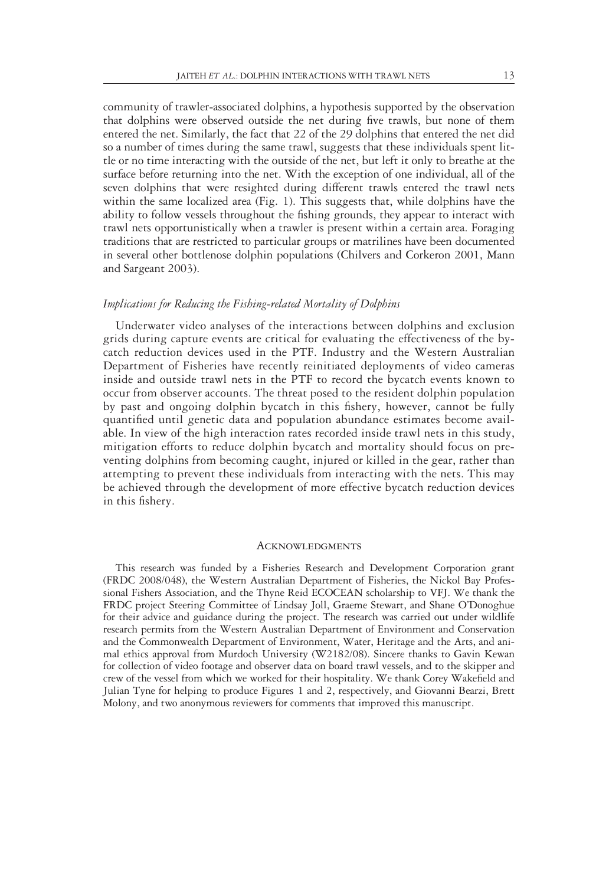community of trawler-associated dolphins, a hypothesis supported by the observation that dolphins were observed outside the net during five trawls, but none of them entered the net. Similarly, the fact that 22 of the 29 dolphins that entered the net did so a number of times during the same trawl, suggests that these individuals spent little or no time interacting with the outside of the net, but left it only to breathe at the surface before returning into the net. With the exception of one individual, all of the seven dolphins that were resighted during different trawls entered the trawl nets within the same localized area (Fig. 1). This suggests that, while dolphins have the ability to follow vessels throughout the fishing grounds, they appear to interact with trawl nets opportunistically when a trawler is present within a certain area. Foraging traditions that are restricted to particular groups or matrilines have been documented in several other bottlenose dolphin populations (Chilvers and Corkeron 2001, Mann and Sargeant 2003).

### *Implications for Reducing the Fishing-related Mortality of Dolphins*

Underwater video analyses of the interactions between dolphins and exclusion grids during capture events are critical for evaluating the effectiveness of the bycatch reduction devices used in the PTF. Industry and the Western Australian Department of Fisheries have recently reinitiated deployments of video cameras inside and outside trawl nets in the PTF to record the bycatch events known to occur from observer accounts. The threat posed to the resident dolphin population by past and ongoing dolphin bycatch in this fishery, however, cannot be fully quantified until genetic data and population abundance estimates become available. In view of the high interaction rates recorded inside trawl nets in this study, mitigation efforts to reduce dolphin bycatch and mortality should focus on preventing dolphins from becoming caught, injured or killed in the gear, rather than attempting to prevent these individuals from interacting with the nets. This may be achieved through the development of more effective bycatch reduction devices in this fishery.

## Acknowledgments

This research was funded by a Fisheries Research and Development Corporation grant (FRDC 2008/048), the Western Australian Department of Fisheries, the Nickol Bay Professional Fishers Association, and the Thyne Reid ECOCEAN scholarship to VFJ. We thank the FRDC project Steering Committee of Lindsay Joll, Graeme Stewart, and Shane O'Donoghue for their advice and guidance during the project. The research was carried out under wildlife research permits from the Western Australian Department of Environment and Conservation and the Commonwealth Department of Environment, Water, Heritage and the Arts, and animal ethics approval from Murdoch University (W2182/08). Sincere thanks to Gavin Kewan for collection of video footage and observer data on board trawl vessels, and to the skipper and crew of the vessel from which we worked for their hospitality. We thank Corey Wakefield and Julian Tyne for helping to produce Figures 1 and 2, respectively, and Giovanni Bearzi, Brett Molony, and two anonymous reviewers for comments that improved this manuscript.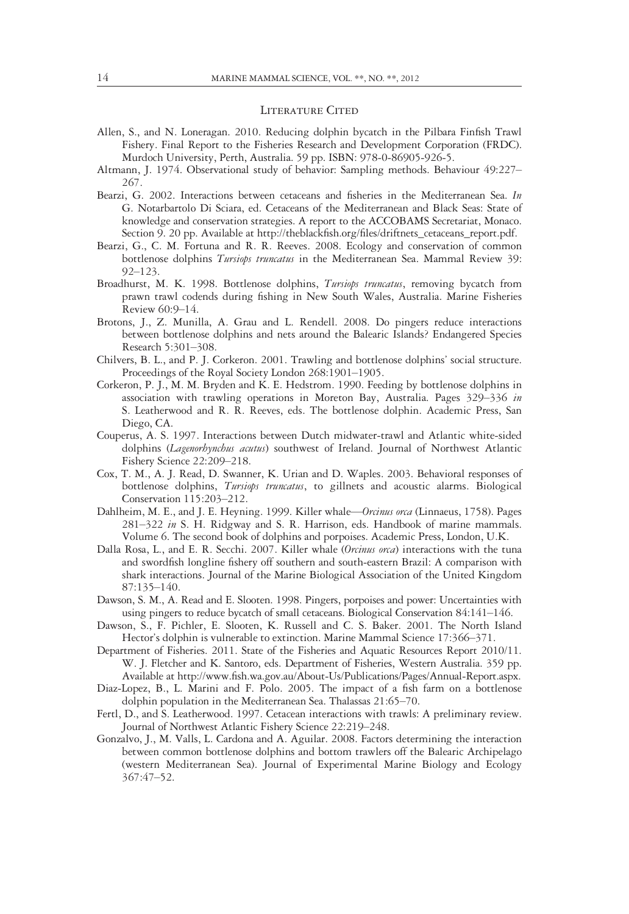## Literature Cited

Allen, S., and N. Loneragan. 2010. Reducing dolphin bycatch in the Pilbara Finfish Trawl Fishery. Final Report to the Fisheries Research and Development Corporation (FRDC). Murdoch University, Perth, Australia. 59 pp. ISBN: 978-0-86905-926-5.

Altmann, J. 1974. Observational study of behavior: Sampling methods. Behaviour 49:227–267.

Bearzi, G. 2002. Interactions between cetaceans and fisheries in the Mediterranean Sea. *In* G. Notarbartolo Di Sciara, ed. Cetaceans of the Mediterranean and Black Seas: State of knowledge and conservation strategies. A report to the ACCOBAMS Secretariat, Monaco. Section 9. 20 pp. Available at http://theblackfish.org/files/driftnets_cetaceans_report.pdf.

Bearzi, G., C. M. Fortuna and R. R. Reeves. 2008. Ecology and conservation of common bottlenose dolphins *Tursiops truncatus* in the Mediterranean Sea. Mammal Review 39: 92–123.

Broadhurst, M. K. 1998. Bottlenose dolphins, *Tursiops truncatus*, removing bycatch from prawn trawl codends during fishing in New South Wales, Australia. Marine Fisheries Review 60:9–14.

Brotons, J., Z. Munilla, A. Grau and L. Rendell. 2008. Do pingers reduce interactions between bottlenose dolphins and nets around the Balearic Islands? Endangered Species Research 5:301–308.

Chilvers, B. L., and P. J. Corkeron. 2001. Trawling and bottlenose dolphins' social structure. Proceedings of the Royal Society London 268:1901–1905.

Corkeron, P. J., M. M. Bryden and K. E. Hedstrom. 1990. Feeding by bottlenose dolphins in association with trawling operations in Moreton Bay, Australia. Pages 329–336 *in* S. Leatherwood and R. R. Reeves, eds. The bottlenose dolphin. Academic Press, San Diego, CA.

Couperus, A. S. 1997. Interactions between Dutch midwater-trawl and Atlantic white-sided dolphins (*Lagenorhynchus acutus*) southwest of Ireland. Journal of Northwest Atlantic Fishery Science 22:209–218.

Cox, T. M., A. J. Read, D. Swanner, K. Urian and D. Waples. 2003. Behavioral responses of bottlenose dolphins, *Tursiops truncatus*, to gillnets and acoustic alarms. Biological Conservation 115:203–212.

Dahlheim, M. E., and J. E. Heyning. 1999. Killer whale—*Orcinus orca* (Linnaeus, 1758). Pages 281–322 *in* S. H. Ridgway and S. R. Harrison, eds. Handbook of marine mammals. Volume 6. The second book of dolphins and porpoises. Academic Press, London, U.K.

Dalla Rosa, L., and E. R. Secchi. 2007. Killer whale (*Orcinus orca*) interactions with the tuna and swordfish longline fishery off southern and south-eastern Brazil: A comparison with shark interactions. Journal of the Marine Biological Association of the United Kingdom 87:135–140.

Dawson, S. M., A. Read and E. Slooten. 1998. Pingers, porpoises and power: Uncertainties with using pingers to reduce bycatch of small cetaceans. Biological Conservation 84:141–146.

Dawson, S., F. Pichler, E. Slooten, K. Russell and C. S. Baker. 2001. The North Island Hector's dolphin is vulnerable to extinction. Marine Mammal Science 17:366–371.

Department of Fisheries. 2011. State of the Fisheries and Aquatic Resources Report 2010/11. W. J. Fletcher and K. Santoro, eds. Department of Fisheries, Western Australia. 359 pp. Available at http://www.fish.wa.gov.au/About-Us/Publications/Pages/Annual-Report.aspx.

Diaz-Lopez, B., L. Marini and F. Polo. 2005. The impact of a fish farm on a bottlenose dolphin population in the Mediterranean Sea. Thalassas 21:65–70.

Fertl, D., and S. Leatherwood. 1997. Cetacean interactions with trawls: A preliminary review. Journal of Northwest Atlantic Fishery Science 22:219–248.

Gonzalvo, J., M. Valls, L. Cardona and A. Aguilar. 2008. Factors determining the interaction between common bottlenose dolphins and bottom trawlers off the Balearic Archipelago (western Mediterranean Sea). Journal of Experimental Marine Biology and Ecology 367:47–52.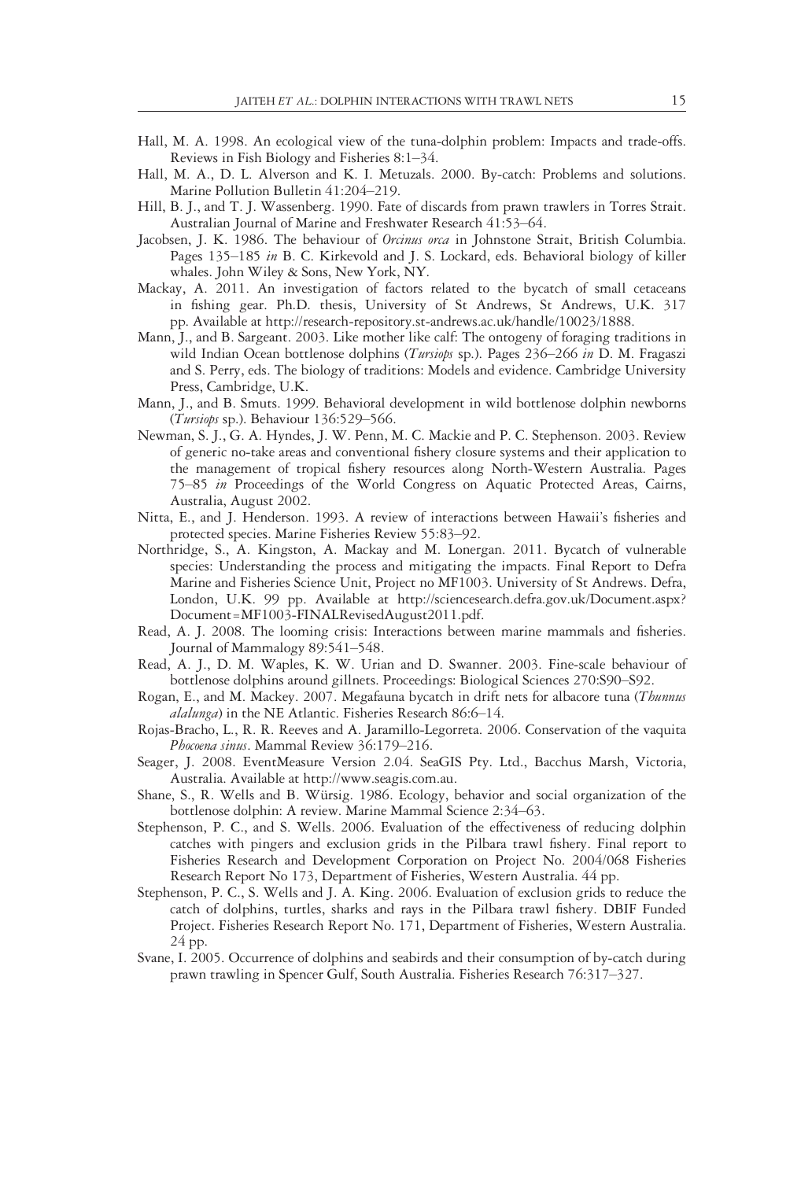Hall, M. A. 1998. An ecological view of the tuna-dolphin problem: Impacts and trade-offs. Reviews in Fish Biology and Fisheries 8:1–34.

Hall, M. A., D. L. Alverson and K. I. Metuzals. 2000. By-catch: Problems and solutions. Marine Pollution Bulletin 41:204–219.

Hill, B. J., and T. J. Wassenberg. 1990. Fate of discards from prawn trawlers in Torres Strait. Australian Journal of Marine and Freshwater Research 41:53–64.

Jacobsen, J. K. 1986. The behaviour of *Orcinus orca* in Johnstone Strait, British Columbia. Pages 135–185 *in* B. C. Kirkevold and J. S. Lockard, eds. Behavioral biology of killer whales. John Wiley & Sons, New York, NY.

Mackay, A. 2011. An investigation of factors related to the bycatch of small cetaceans in fishing gear. Ph.D. thesis, University of St Andrews, St Andrews, U.K. 317 pp. Available at http://research-repository.st-andrews.ac.uk/handle/10023/1888.

Mann, J., and B. Sargeant. 2003. Like mother like calf: The ontogeny of foraging traditions in wild Indian Ocean bottlenose dolphins (*Tursiops* sp.). Pages 236–266 *in* D. M. Fragaszi and S. Perry, eds. The biology of traditions: Models and evidence. Cambridge University Press, Cambridge, U.K.

Mann, J., and B. Smuts. 1999. Behavioral development in wild bottlenose dolphin newborns (*Tursiops* sp.). Behaviour 136:529–566.

Newman, S. J., G. A. Hyndes, J. W. Penn, M. C. Mackie and P. C. Stephenson. 2003. Review of generic no-take areas and conventional fishery closure systems and their application to the management of tropical fishery resources along North-Western Australia. Pages 75–85 *in* Proceedings of the World Congress on Aquatic Protected Areas, Cairns, Australia, August 2002.

Nitta, E., and J. Henderson. 1993. A review of interactions between Hawaii's fisheries and protected species. Marine Fisheries Review 55:83–92.

Northridge, S., A. Kingston, A. Mackay and M. Lonergan. 2011. Bycatch of vulnerable species: Understanding the process and mitigating the impacts. Final Report to Defra Marine and Fisheries Science Unit, Project no MF1003. University of St Andrews. Defra, London, U.K. 99 pp. Available at http://sciencesearch.defra.gov.uk/Document.aspx?Document=MF1003-FINALRevisedAugust2011.pdf.

Read, A. J. 2008. The looming crisis: Interactions between marine mammals and fisheries. Journal of Mammalogy 89:541–548.

Read, A. J., D. M. Waples, K. W. Urian and D. Swanner. 2003. Fine-scale behaviour of bottlenose dolphins around gillnets. Proceedings: Biological Sciences 270:S90–S92.

Rogan, E., and M. Mackey. 2007. Megafauna bycatch in drift nets for albacore tuna (*Thunnus alalunga*) in the NE Atlantic. Fisheries Research 86:6–14.

Rojas-Bracho, L., R. R. Reeves and A. Jaramillo-Legorreta. 2006. Conservation of the vaquita *Phocoena sinus*. Mammal Review 36:179–216.

Seager, J. 2008. EventMeasure Version 2.04. SeaGIS Pty. Ltd., Bacchus Marsh, Victoria, Australia. Available at http://www.seagis.com.au.

Shane, S., R. Wells and B. Würsig. 1986. Ecology, behavior and social organization of the bottlenose dolphin: A review. Marine Mammal Science 2:34–63.

Stephenson, P. C., and S. Wells. 2006. Evaluation of the effectiveness of reducing dolphin catches with pingers and exclusion grids in the Pilbara trawl fishery. Final report to Fisheries Research and Development Corporation on Project No. 2004/068 Fisheries Research Report No 173, Department of Fisheries, Western Australia. 44 pp.

Stephenson, P. C., S. Wells and J. A. King. 2006. Evaluation of exclusion grids to reduce the catch of dolphins, turtles, sharks and rays in the Pilbara trawl fishery. DBIF Funded Project. Fisheries Research Report No. 171, Department of Fisheries, Western Australia. 24 pp.

Svane, I. 2005. Occurrence of dolphins and seabirds and their consumption of by-catch during prawn trawling in Spencer Gulf, South Australia. Fisheries Research 76:317–327.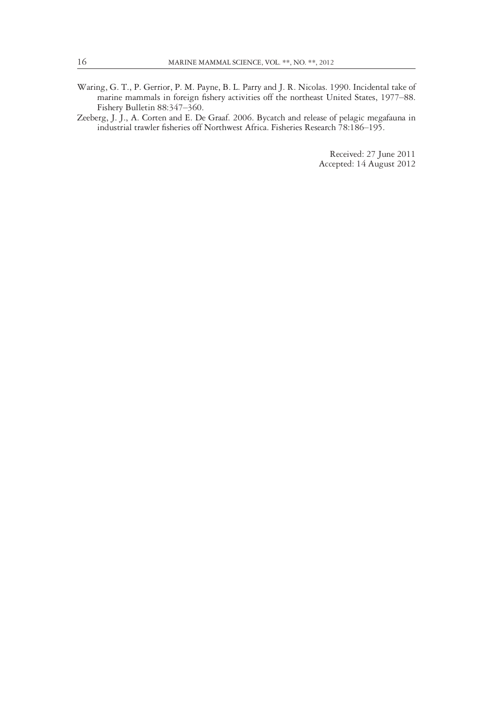Waring, G. T., P. Gerrior, P. M. Payne, B. L. Parry and J. R. Nicolas. 1990. Incidental take of marine mammals in foreign fishery activities off the northeast United States, 1977–88. Fishery Bulletin 88:347–360.

Zeeberg, J. J., A. Corten and E. De Graaf. 2006. Bycatch and release of pelagic megafauna in industrial trawler fisheries off Northwest Africa. Fisheries Research 78:186–195.

Received: 27 June 2011
Accepted: 14 August 2012